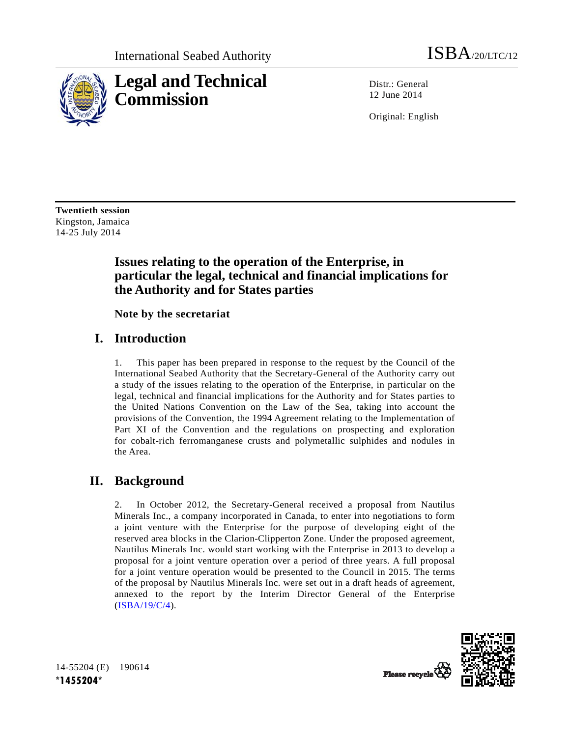International Seabed Authority — ISBA/20/LTC/12

# Legal and Technical Commission

Distr.: General
12 June 2014

Original: English

**Twentieth session**
Kingston, Jamaica
14-25 July 2014

## Issues relating to the operation of the Enterprise, in particular the legal, technical and financial implications for the Authority and for States parties

### Note by the secretariat

## I. Introduction

1. This paper has been prepared in response to the request by the Council of the International Seabed Authority that the Secretary-General of the Authority carry out a study of the issues relating to the operation of the Enterprise, in particular on the legal, technical and financial implications for the Authority and for States parties to the United Nations Convention on the Law of the Sea, taking into account the provisions of the Convention, the 1994 Agreement relating to the Implementation of Part XI of the Convention and the regulations on prospecting and exploration for cobalt-rich ferromanganese crusts and polymetallic sulphides and nodules in the Area.

## II. Background

2. In October 2012, the Secretary-General received a proposal from Nautilus Minerals Inc., a company incorporated in Canada, to enter into negotiations to form a joint venture with the Enterprise for the purpose of developing eight of the reserved area blocks in the Clarion-Clipperton Zone. Under the proposed agreement, Nautilus Minerals Inc. would start working with the Enterprise in 2013 to develop a proposal for a joint venture operation over a period of three years. A full proposal for a joint venture operation would be presented to the Council in 2015. The terms of the proposal by Nautilus Minerals Inc. were set out in a draft heads of agreement, annexed to the report by the Interim Director General of the Enterprise (ISBA/19/C/4).

14-55204 (E) 190614
*1455204*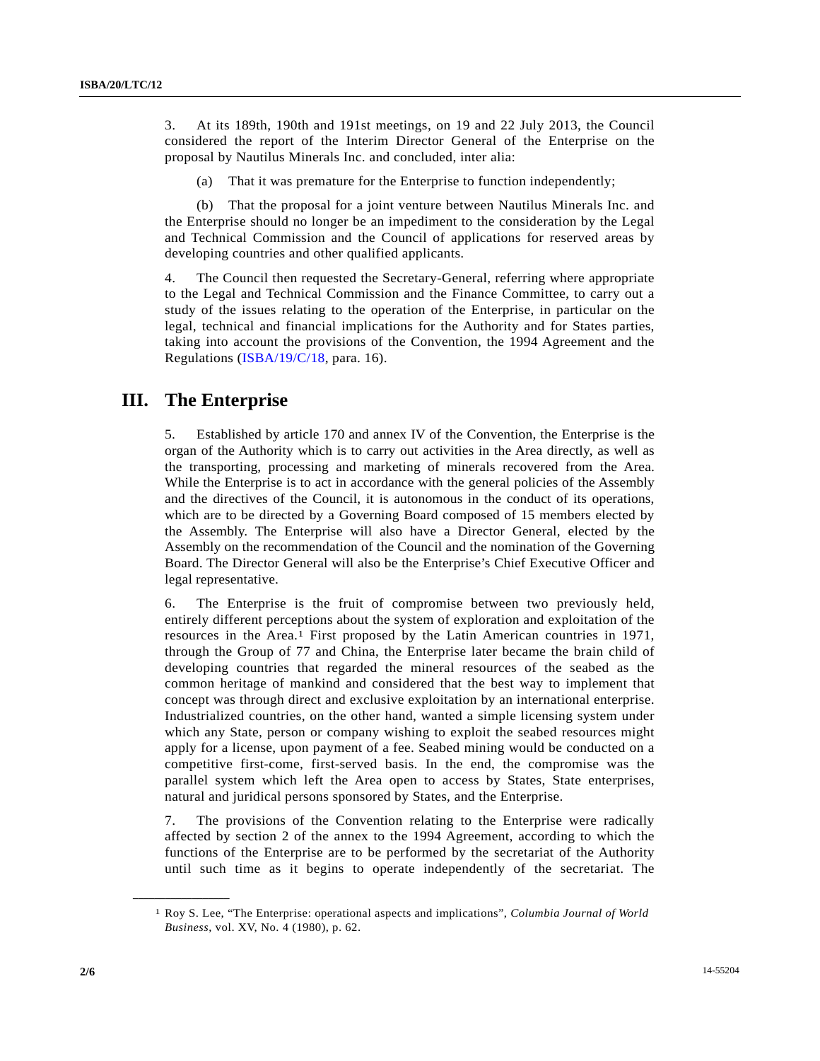3. At its 189th, 190th and 191st meetings, on 19 and 22 July 2013, the Council considered the report of the Interim Director General of the Enterprise on the proposal by Nautilus Minerals Inc. and concluded, inter alia:

(a) That it was premature for the Enterprise to function independently;

(b) That the proposal for a joint venture between Nautilus Minerals Inc. and the Enterprise should no longer be an impediment to the consideration by the Legal and Technical Commission and the Council of applications for reserved areas by developing countries and other qualified applicants.

4. The Council then requested the Secretary-General, referring where appropriate to the Legal and Technical Commission and the Finance Committee, to carry out a study of the issues relating to the operation of the Enterprise, in particular on the legal, technical and financial implications for the Authority and for States parties, taking into account the provisions of the Convention, the 1994 Agreement and the Regulations (ISBA/19/C/18, para. 16).

## III. The Enterprise

5. Established by article 170 and annex IV of the Convention, the Enterprise is the organ of the Authority which is to carry out activities in the Area directly, as well as the transporting, processing and marketing of minerals recovered from the Area. While the Enterprise is to act in accordance with the general policies of the Assembly and the directives of the Council, it is autonomous in the conduct of its operations, which are to be directed by a Governing Board composed of 15 members elected by the Assembly. The Enterprise will also have a Director General, elected by the Assembly on the recommendation of the Council and the nomination of the Governing Board. The Director General will also be the Enterprise's Chief Executive Officer and legal representative.

6. The Enterprise is the fruit of compromise between two previously held, entirely different perceptions about the system of exploration and exploitation of the resources in the Area.[1] First proposed by the Latin American countries in 1971, through the Group of 77 and China, the Enterprise later became the brain child of developing countries that regarded the mineral resources of the seabed as the common heritage of mankind and considered that the best way to implement that concept was through direct and exclusive exploitation by an international enterprise. Industrialized countries, on the other hand, wanted a simple licensing system under which any State, person or company wishing to exploit the seabed resources might apply for a license, upon payment of a fee. Seabed mining would be conducted on a competitive first-come, first-served basis. In the end, the compromise was the parallel system which left the Area open to access by States, State enterprises, natural and juridical persons sponsored by States, and the Enterprise.

7. The provisions of the Convention relating to the Enterprise were radically affected by section 2 of the annex to the 1994 Agreement, according to which the functions of the Enterprise are to be performed by the secretariat of the Authority until such time as it begins to operate independently of the secretariat. The

---

[1] Roy S. Lee, "The Enterprise: operational aspects and implications", *Columbia Journal of World Business*, vol. XV, No. 4 (1980), p. 62.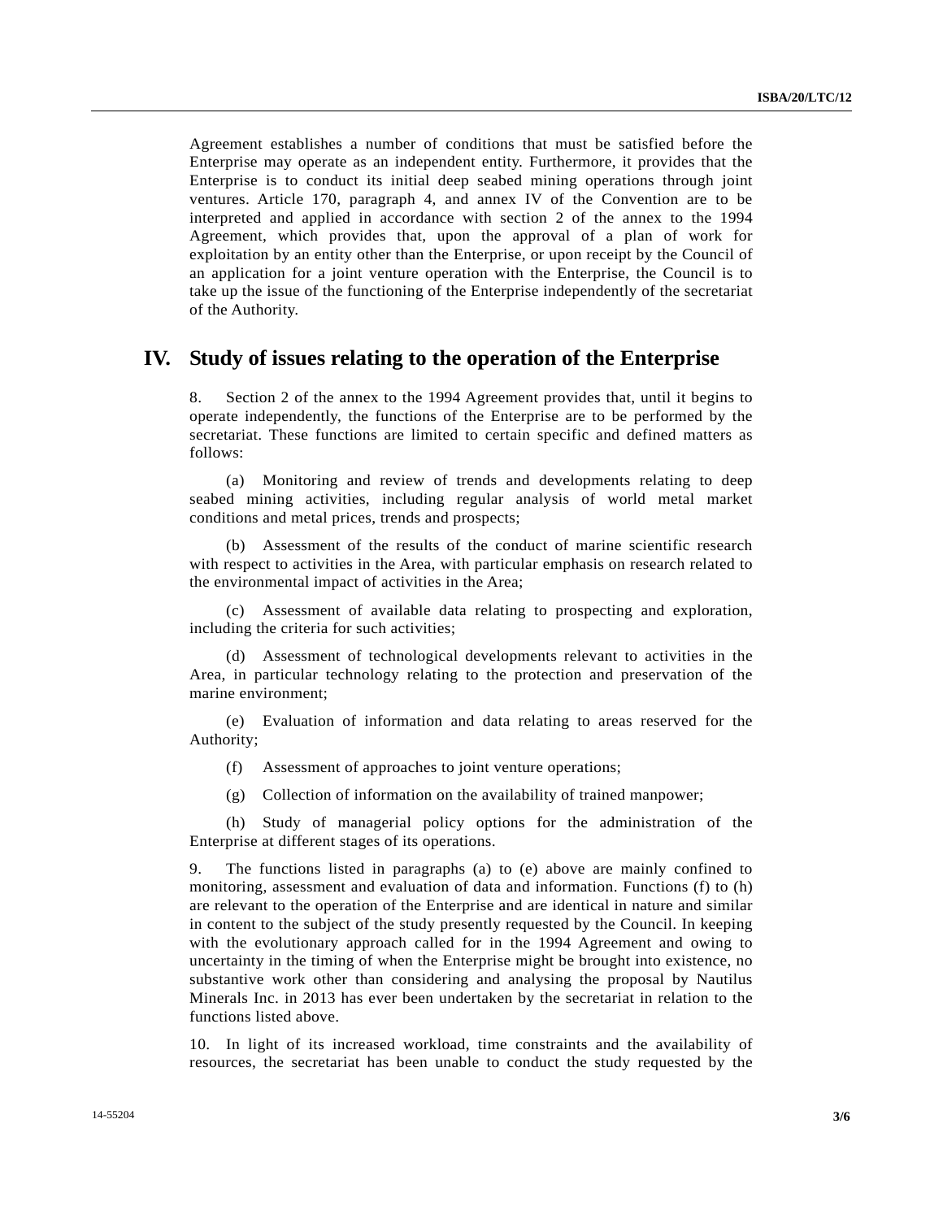Agreement establishes a number of conditions that must be satisfied before the Enterprise may operate as an independent entity. Furthermore, it provides that the Enterprise is to conduct its initial deep seabed mining operations through joint ventures. Article 170, paragraph 4, and annex IV of the Convention are to be interpreted and applied in accordance with section 2 of the annex to the 1994 Agreement, which provides that, upon the approval of a plan of work for exploitation by an entity other than the Enterprise, or upon receipt by the Council of an application for a joint venture operation with the Enterprise, the Council is to take up the issue of the functioning of the Enterprise independently of the secretariat of the Authority.

## IV. Study of issues relating to the operation of the Enterprise

8. Section 2 of the annex to the 1994 Agreement provides that, until it begins to operate independently, the functions of the Enterprise are to be performed by the secretariat. These functions are limited to certain specific and defined matters as follows:

(a) Monitoring and review of trends and developments relating to deep seabed mining activities, including regular analysis of world metal market conditions and metal prices, trends and prospects;

(b) Assessment of the results of the conduct of marine scientific research with respect to activities in the Area, with particular emphasis on research related to the environmental impact of activities in the Area;

(c) Assessment of available data relating to prospecting and exploration, including the criteria for such activities;

(d) Assessment of technological developments relevant to activities in the Area, in particular technology relating to the protection and preservation of the marine environment;

(e) Evaluation of information and data relating to areas reserved for the Authority;

(f) Assessment of approaches to joint venture operations;

(g) Collection of information on the availability of trained manpower;

(h) Study of managerial policy options for the administration of the Enterprise at different stages of its operations.

9. The functions listed in paragraphs (a) to (e) above are mainly confined to monitoring, assessment and evaluation of data and information. Functions (f) to (h) are relevant to the operation of the Enterprise and are identical in nature and similar in content to the subject of the study presently requested by the Council. In keeping with the evolutionary approach called for in the 1994 Agreement and owing to uncertainty in the timing of when the Enterprise might be brought into existence, no substantive work other than considering and analysing the proposal by Nautilus Minerals Inc. in 2013 has ever been undertaken by the secretariat in relation to the functions listed above.

10. In light of its increased workload, time constraints and the availability of resources, the secretariat has been unable to conduct the study requested by the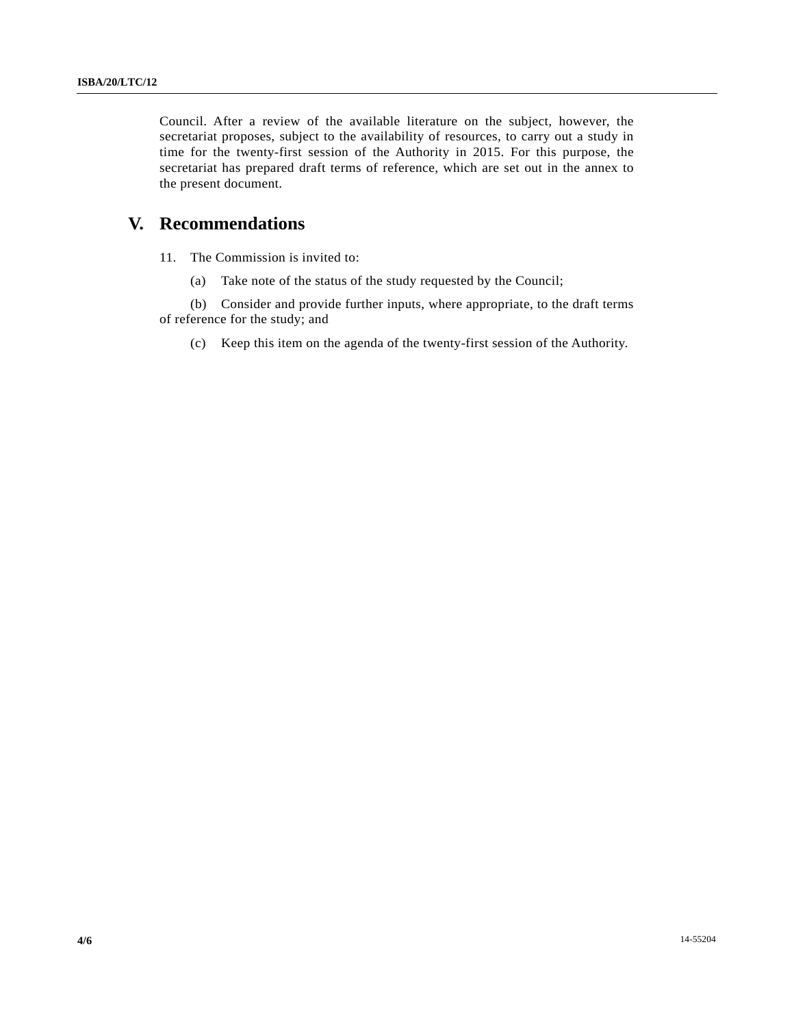Council. After a review of the available literature on the subject, however, the secretariat proposes, subject to the availability of resources, to carry out a study in time for the twenty-first session of the Authority in 2015. For this purpose, the secretariat has prepared draft terms of reference, which are set out in the annex to the present document.

# V. Recommendations

11. The Commission is invited to:

(a) Take note of the status of the study requested by the Council;

(b) Consider and provide further inputs, where appropriate, to the draft terms of reference for the study; and

(c) Keep this item on the agenda of the twenty-first session of the Authority.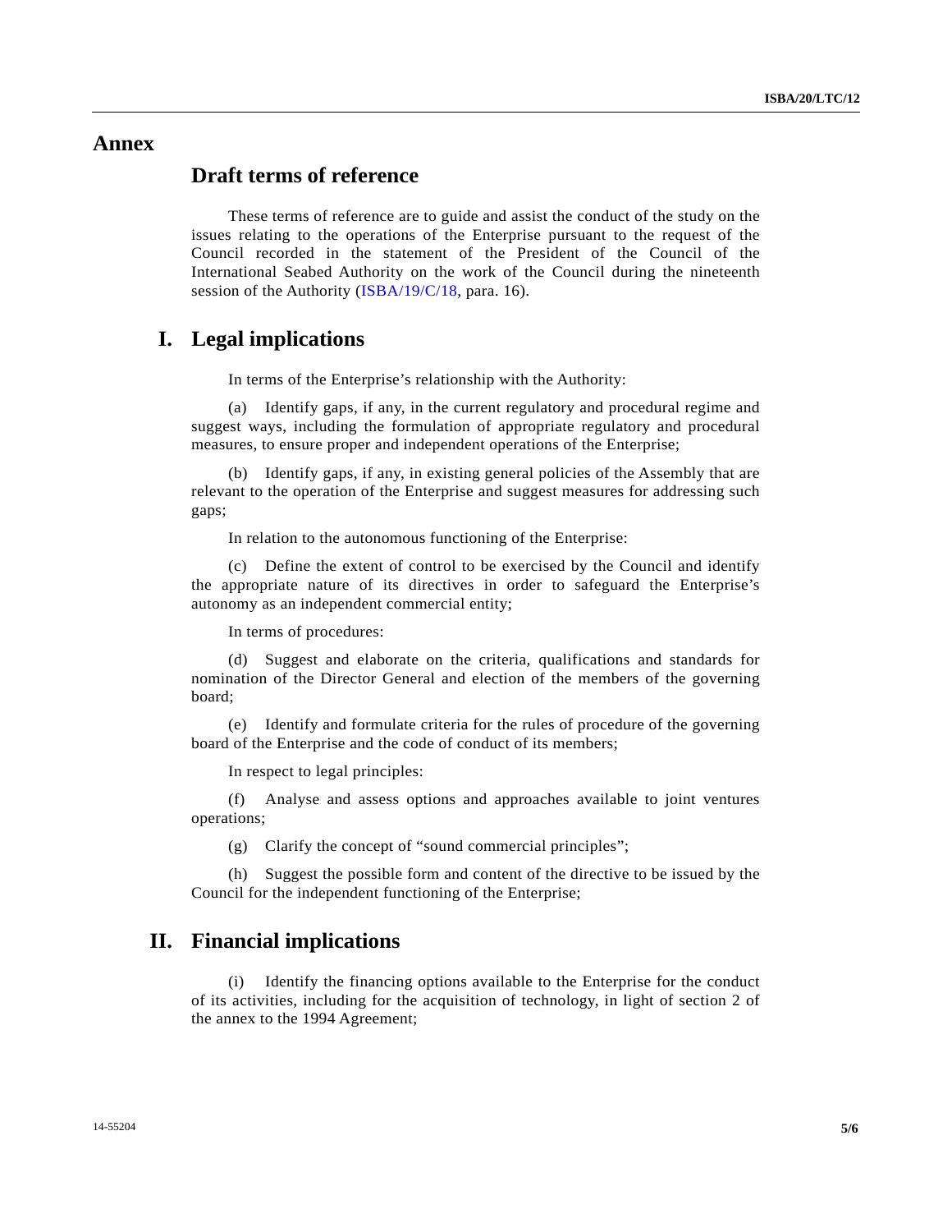# Annex

## Draft terms of reference

These terms of reference are to guide and assist the conduct of the study on the issues relating to the operations of the Enterprise pursuant to the request of the Council recorded in the statement of the President of the Council of the International Seabed Authority on the work of the Council during the nineteenth session of the Authority (ISBA/19/C/18, para. 16).

## I. Legal implications

In terms of the Enterprise's relationship with the Authority:

(a) Identify gaps, if any, in the current regulatory and procedural regime and suggest ways, including the formulation of appropriate regulatory and procedural measures, to ensure proper and independent operations of the Enterprise;

(b) Identify gaps, if any, in existing general policies of the Assembly that are relevant to the operation of the Enterprise and suggest measures for addressing such gaps;

In relation to the autonomous functioning of the Enterprise:

(c) Define the extent of control to be exercised by the Council and identify the appropriate nature of its directives in order to safeguard the Enterprise's autonomy as an independent commercial entity;

In terms of procedures:

(d) Suggest and elaborate on the criteria, qualifications and standards for nomination of the Director General and election of the members of the governing board;

(e) Identify and formulate criteria for the rules of procedure of the governing board of the Enterprise and the code of conduct of its members;

In respect to legal principles:

(f) Analyse and assess options and approaches available to joint ventures operations;

(g) Clarify the concept of "sound commercial principles";

(h) Suggest the possible form and content of the directive to be issued by the Council for the independent functioning of the Enterprise;

## II. Financial implications

(i) Identify the financing options available to the Enterprise for the conduct of its activities, including for the acquisition of technology, in light of section 2 of the annex to the 1994 Agreement;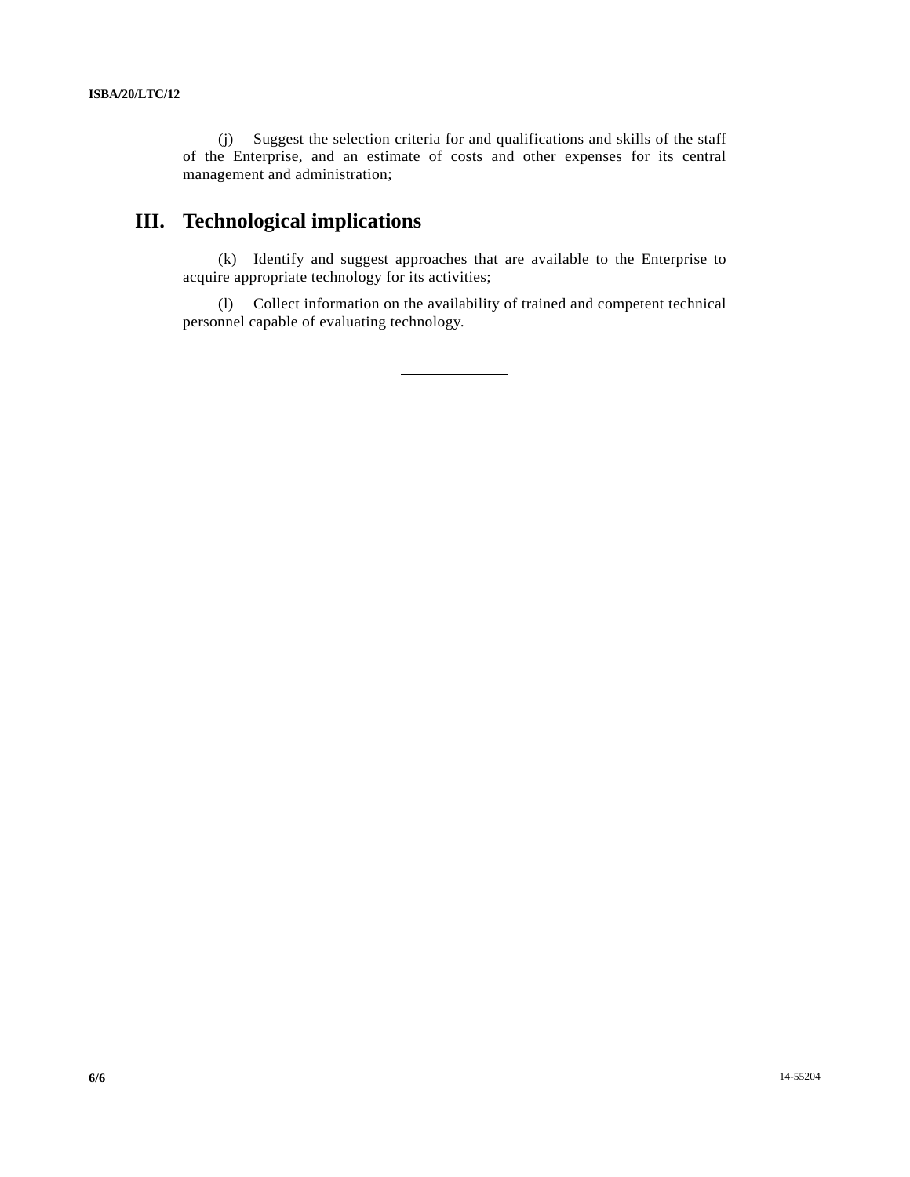(j) Suggest the selection criteria for and qualifications and skills of the staff of the Enterprise, and an estimate of costs and other expenses for its central management and administration;

# III. Technological implications

(k) Identify and suggest approaches that are available to the Enterprise to acquire appropriate technology for its activities;

(l) Collect information on the availability of trained and competent technical personnel capable of evaluating technology.